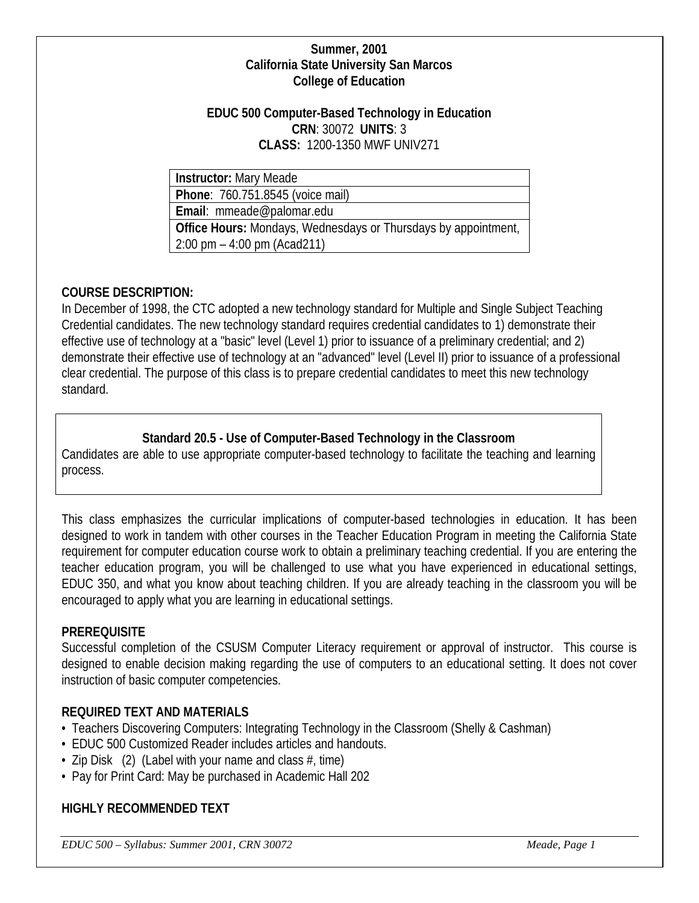**Summer, 2001**
**California State University San Marcos**
**College of Education**

**EDUC 500 Computer-Based Technology in Education**
**CRN**: 30072 **UNITS**: 3
**CLASS:** 1200-1350 MWF UNIV271

| **Instructor:** Mary Meade |
|---|
| **Phone**: 760.751.8545 (voice mail) |
| **Email**: mmeade@palomar.edu |
| **Office Hours:** Mondays, Wednesdays or Thursdays by appointment, 2:00 pm – 4:00 pm (Acad211) |

## COURSE DESCRIPTION:

In December of 1998, the CTC adopted a new technology standard for Multiple and Single Subject Teaching Credential candidates. The new technology standard requires credential candidates to 1) demonstrate their effective use of technology at a "basic" level (Level 1) prior to issuance of a preliminary credential; and 2) demonstrate their effective use of technology at an "advanced" level (Level II) prior to issuance of a professional clear credential. The purpose of this class is to prepare credential candidates to meet this new technology standard.

**Standard 20.5 - Use of Computer-Based Technology in the Classroom**
Candidates are able to use appropriate computer-based technology to facilitate the teaching and learning process.

This class emphasizes the curricular implications of computer-based technologies in education. It has been designed to work in tandem with other courses in the Teacher Education Program in meeting the California State requirement for computer education course work to obtain a preliminary teaching credential. If you are entering the teacher education program, you will be challenged to use what you have experienced in educational settings, EDUC 350, and what you know about teaching children. If you are already teaching in the classroom you will be encouraged to apply what you are learning in educational settings.

## PREREQUISITE

Successful completion of the CSUSM Computer Literacy requirement or approval of instructor. This course is designed to enable decision making regarding the use of computers to an educational setting. It does not cover instruction of basic computer competencies.

## REQUIRED TEXT AND MATERIALS

- Teachers Discovering Computers: Integrating Technology in the Classroom (Shelly & Cashman)
- EDUC 500 Customized Reader includes articles and handouts.
- Zip Disk (2) (Label with your name and class #, time)
- Pay for Print Card: May be purchased in Academic Hall 202

## HIGHLY RECOMMENDED TEXT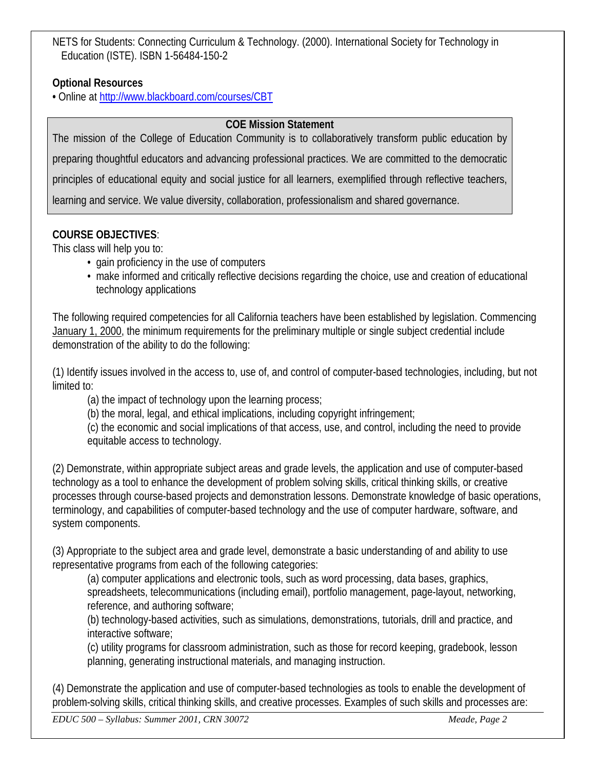NETS for Students: Connecting Curriculum & Technology. (2000). International Society for Technology in Education (ISTE). ISBN 1-56484-150-2

**Optional Resources**

• Online at http://www.blackboard.com/courses/CBT

**COE Mission Statement**

The mission of the College of Education Community is to collaboratively transform public education by preparing thoughtful educators and advancing professional practices. We are committed to the democratic principles of educational equity and social justice for all learners, exemplified through reflective teachers, learning and service. We value diversity, collaboration, professionalism and shared governance.

**COURSE OBJECTIVES**:

This class will help you to:

- gain proficiency in the use of computers
- make informed and critically reflective decisions regarding the choice, use and creation of educational technology applications

The following required competencies for all California teachers have been established by legislation. Commencing January 1, 2000, the minimum requirements for the preliminary multiple or single subject credential include demonstration of the ability to do the following:

(1) Identify issues involved in the access to, use of, and control of computer-based technologies, including, but not limited to:

(a) the impact of technology upon the learning process;

(b) the moral, legal, and ethical implications, including copyright infringement;

(c) the economic and social implications of that access, use, and control, including the need to provide equitable access to technology.

(2) Demonstrate, within appropriate subject areas and grade levels, the application and use of computer-based technology as a tool to enhance the development of problem solving skills, critical thinking skills, or creative processes through course-based projects and demonstration lessons. Demonstrate knowledge of basic operations, terminology, and capabilities of computer-based technology and the use of computer hardware, software, and system components.

(3) Appropriate to the subject area and grade level, demonstrate a basic understanding of and ability to use representative programs from each of the following categories:

(a) computer applications and electronic tools, such as word processing, data bases, graphics, spreadsheets, telecommunications (including email), portfolio management, page-layout, networking, reference, and authoring software;

(b) technology-based activities, such as simulations, demonstrations, tutorials, drill and practice, and interactive software;

(c) utility programs for classroom administration, such as those for record keeping, gradebook, lesson planning, generating instructional materials, and managing instruction.

(4) Demonstrate the application and use of computer-based technologies as tools to enable the development of problem-solving skills, critical thinking skills, and creative processes. Examples of such skills and processes are: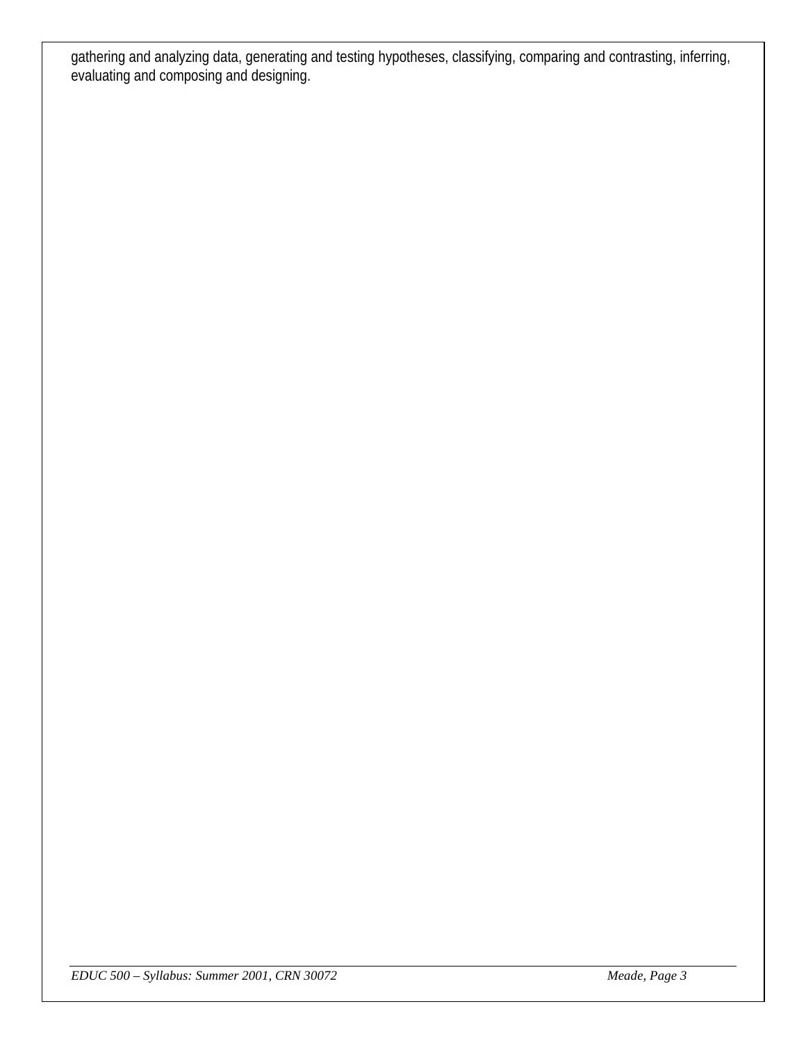gathering and analyzing data, generating and testing hypotheses, classifying, comparing and contrasting, inferring, evaluating and composing and designing.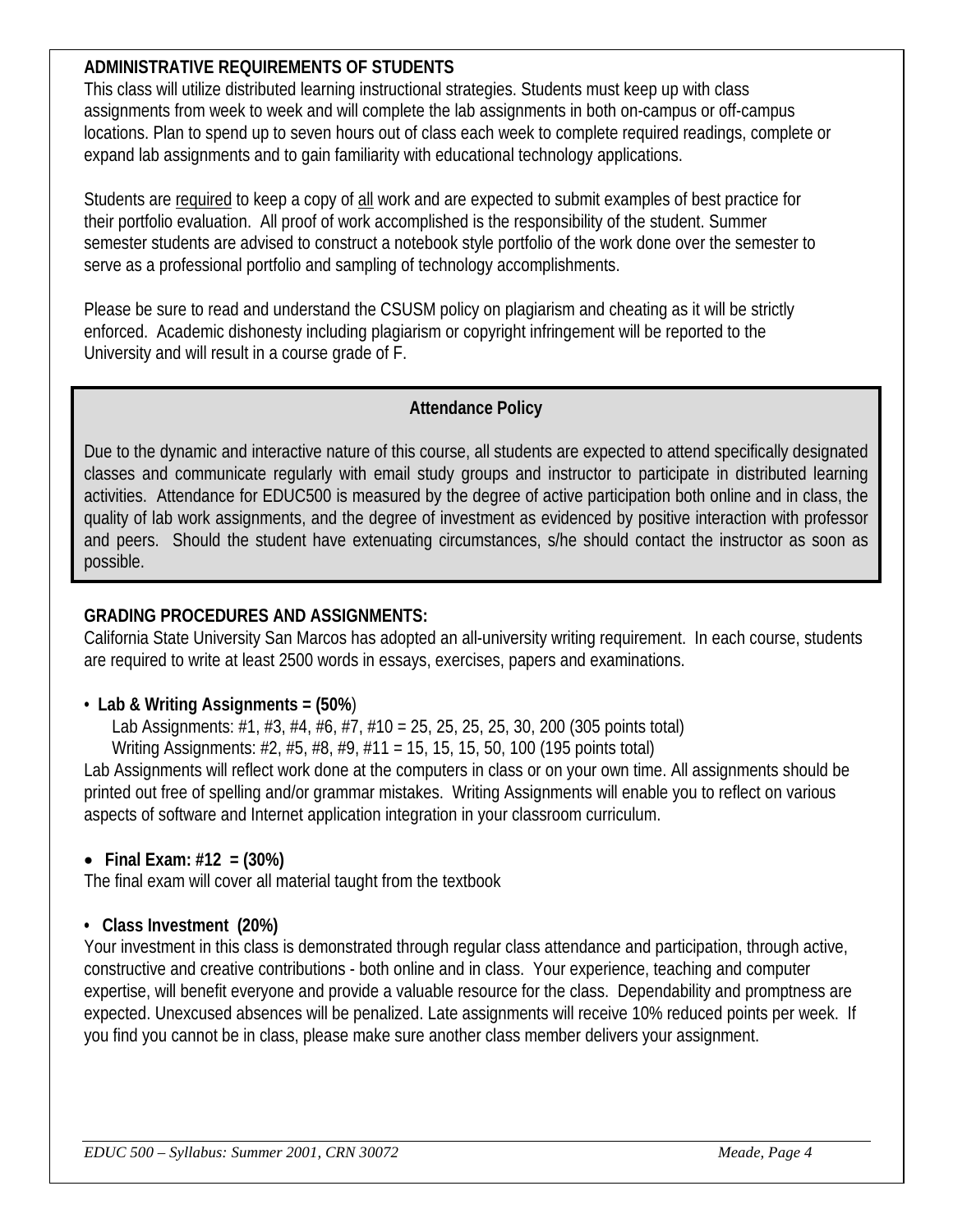## ADMINISTRATIVE REQUIREMENTS OF STUDENTS

This class will utilize distributed learning instructional strategies. Students must keep up with class assignments from week to week and will complete the lab assignments in both on-campus or off-campus locations. Plan to spend up to seven hours out of class each week to complete required readings, complete or expand lab assignments and to gain familiarity with educational technology applications.

Students are required to keep a copy of all work and are expected to submit examples of best practice for their portfolio evaluation. All proof of work accomplished is the responsibility of the student. Summer semester students are advised to construct a notebook style portfolio of the work done over the semester to serve as a professional portfolio and sampling of technology accomplishments.

Please be sure to read and understand the CSUSM policy on plagiarism and cheating as it will be strictly enforced. Academic dishonesty including plagiarism or copyright infringement will be reported to the University and will result in a course grade of F.

### Attendance Policy

Due to the dynamic and interactive nature of this course, all students are expected to attend specifically designated classes and communicate regularly with email study groups and instructor to participate in distributed learning activities. Attendance for EDUC500 is measured by the degree of active participation both online and in class, the quality of lab work assignments, and the degree of investment as evidenced by positive interaction with professor and peers. Should the student have extenuating circumstances, s/he should contact the instructor as soon as possible.

## GRADING PROCEDURES AND ASSIGNMENTS:

California State University San Marcos has adopted an all-university writing requirement. In each course, students are required to write at least 2500 words in essays, exercises, papers and examinations.

- **Lab & Writing Assignments = (50%)**
  - Lab Assignments: #1, #3, #4, #6, #7, #10 = 25, 25, 25, 25, 30, 200 (305 points total)
  - Writing Assignments: #2, #5, #8, #9, #11 = 15, 15, 15, 50, 100 (195 points total)

Lab Assignments will reflect work done at the computers in class or on your own time. All assignments should be printed out free of spelling and/or grammar mistakes. Writing Assignments will enable you to reflect on various aspects of software and Internet application integration in your classroom curriculum.

- **Final Exam: #12 = (30%)**

The final exam will cover all material taught from the textbook

- **Class Investment (20%)**

Your investment in this class is demonstrated through regular class attendance and participation, through active, constructive and creative contributions - both online and in class. Your experience, teaching and computer expertise, will benefit everyone and provide a valuable resource for the class. Dependability and promptness are expected. Unexcused absences will be penalized. Late assignments will receive 10% reduced points per week. If you find you cannot be in class, please make sure another class member delivers your assignment.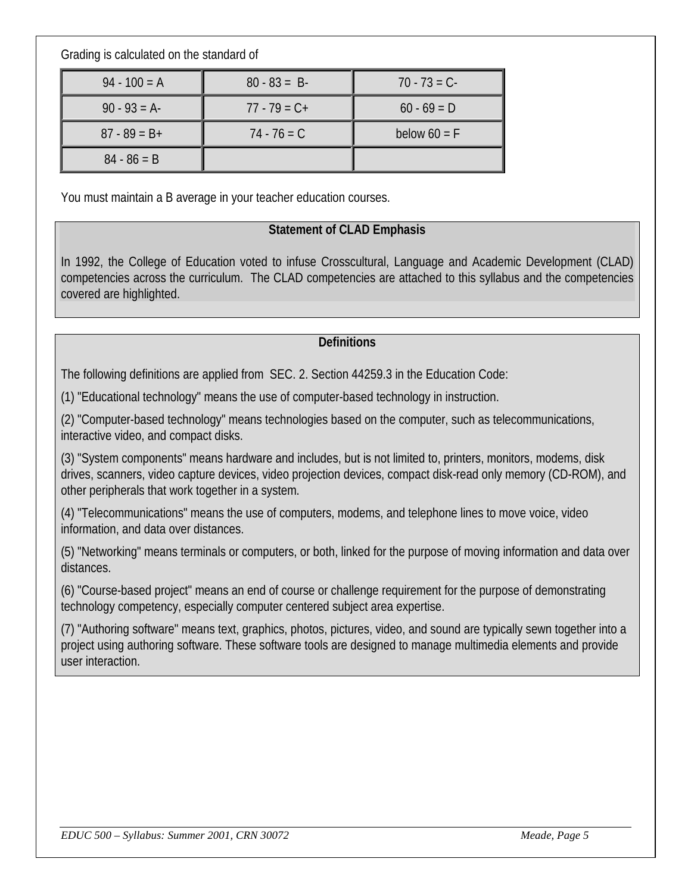Grading is calculated on the standard of

| | | |
|---|---|---|
| 94 - 100 = A | 80 - 83 = B- | 70 - 73 = C- |
| 90 - 93 = A- | 77 - 79 = C+ | 60 - 69 = D |
| 87 - 89 = B+ | 74 - 76 = C | below 60 = F |
| 84 - 86 = B | | |

You must maintain a B average in your teacher education courses.

**Statement of CLAD Emphasis**

In 1992, the College of Education voted to infuse Crosscultural, Language and Academic Development (CLAD) competencies across the curriculum. The CLAD competencies are attached to this syllabus and the competencies covered are highlighted.

**Definitions**

The following definitions are applied from SEC. 2. Section 44259.3 in the Education Code:

(1) "Educational technology" means the use of computer-based technology in instruction.

(2) "Computer-based technology" means technologies based on the computer, such as telecommunications, interactive video, and compact disks.

(3) "System components" means hardware and includes, but is not limited to, printers, monitors, modems, disk drives, scanners, video capture devices, video projection devices, compact disk-read only memory (CD-ROM), and other peripherals that work together in a system.

(4) "Telecommunications" means the use of computers, modems, and telephone lines to move voice, video information, and data over distances.

(5) "Networking" means terminals or computers, or both, linked for the purpose of moving information and data over distances.

(6) "Course-based project" means an end of course or challenge requirement for the purpose of demonstrating technology competency, especially computer centered subject area expertise.

(7) "Authoring software" means text, graphics, photos, pictures, video, and sound are typically sewn together into a project using authoring software. These software tools are designed to manage multimedia elements and provide user interaction.